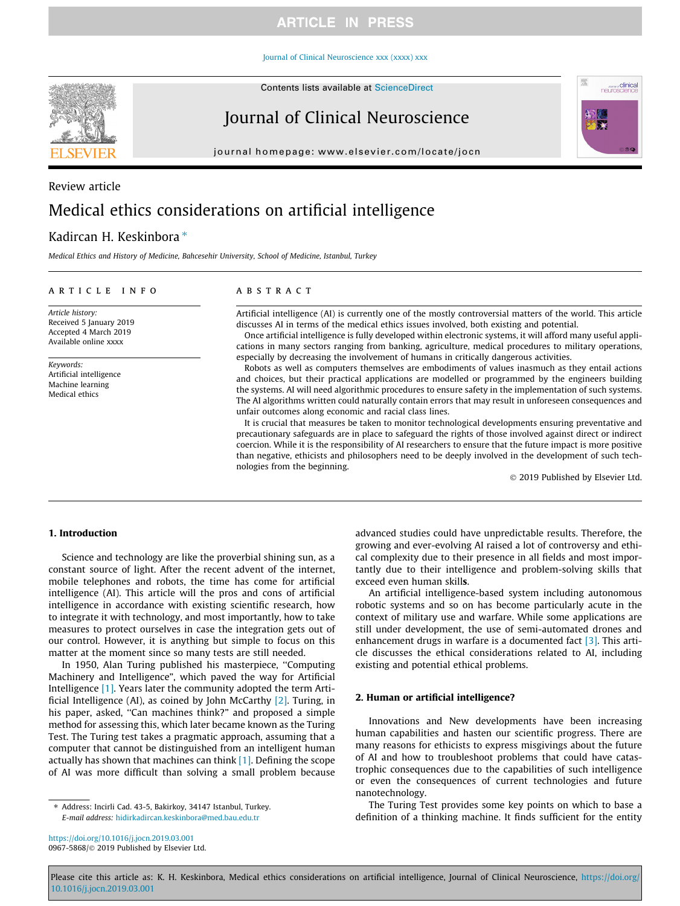Review article

# Medical ethics considerations on artificial intelligence

Kadircan H. Keskinbora *

*Medical Ethics and History of Medicine, Bahcesehir University, School of Medicine, Istanbul, Turkey*

## ARTICLE INFO

*Article history:*
Received 5 January 2019
Accepted 4 March 2019
Available online xxxx

*Keywords:*
Artificial intelligence
Machine learning
Medical ethics

## ABSTRACT

Artificial intelligence (AI) is currently one of the mostly controversial matters of the world. This article discusses AI in terms of the medical ethics issues involved, both existing and potential.

Once artificial intelligence is fully developed within electronic systems, it will afford many useful applications in many sectors ranging from banking, agriculture, medical procedures to military operations, especially by decreasing the involvement of humans in critically dangerous activities.

Robots as well as computers themselves are embodiments of values inasmuch as they entail actions and choices, but their practical applications are modelled or programmed by the engineers building the systems. AI will need algorithmic procedures to ensure safety in the implementation of such systems. The AI algorithms written could naturally contain errors that may result in unforeseen consequences and unfair outcomes along economic and racial class lines.

It is crucial that measures be taken to monitor technological developments ensuring preventative and precautionary safeguards are in place to safeguard the rights of those involved against direct or indirect coercion. While it is the responsibility of AI researchers to ensure that the future impact is more positive than negative, ethicists and philosophers need to be deeply involved in the development of such technologies from the beginning.

© 2019 Published by Elsevier Ltd.

## 1. Introduction

Science and technology are like the proverbial shining sun, as a constant source of light. After the recent advent of the internet, mobile telephones and robots, the time has come for artificial intelligence (AI). This article will the pros and cons of artificial intelligence in accordance with existing scientific research, how to integrate it with technology, and most importantly, how to take measures to protect ourselves in case the integration gets out of our control. However, it is anything but simple to focus on this matter at the moment since so many tests are still needed.

In 1950, Alan Turing published his masterpiece, "Computing Machinery and Intelligence", which paved the way for Artificial Intelligence [1]. Years later the community adopted the term Artificial Intelligence (AI), as coined by John McCarthy [2]. Turing, in his paper, asked, "Can machines think?" and proposed a simple method for assessing this, which later became known as the Turing Test. The Turing test takes a pragmatic approach, assuming that a computer that cannot be distinguished from an intelligent human actually has shown that machines can think [1]. Defining the scope of AI was more difficult than solving a small problem because advanced studies could have unpredictable results. Therefore, the growing and ever-evolving AI raised a lot of controversy and ethical complexity due to their presence in all fields and most importantly due to their intelligence and problem-solving skills that exceed even human skill**s**.

An artificial intelligence-based system including autonomous robotic systems and so on has become particularly acute in the context of military use and warfare. While some applications are still under development, the use of semi-automated drones and enhancement drugs in warfare is a documented fact [3]. This article discusses the ethical considerations related to AI, including existing and potential ethical problems.

## 2. Human or artificial intelligence?

Innovations and New developments have been increasing human capabilities and hasten our scientific progress. There are many reasons for ethicists to express misgivings about the future of AI and how to troubleshoot problems that could have catastrophic consequences due to the capabilities of such intelligence or even the consequences of current technologies and future nanotechnology.

The Turing Test provides some key points on which to base a definition of a thinking machine. It finds sufficient for the entity

---

* Address: Incirli Cad. 43-5, Bakirkoy, 34147 Istanbul, Turkey.
*E-mail address:* hidirkadircan.keskinbora@med.bau.edu.tr

https://doi.org/10.1016/j.jocn.2019.03.001
0967-5868/© 2019 Published by Elsevier Ltd.

Please cite this article as: K. H. Keskinbora, Medical ethics considerations on artificial intelligence, Journal of Clinical Neuroscience, https://doi.org/10.1016/j.jocn.2019.03.001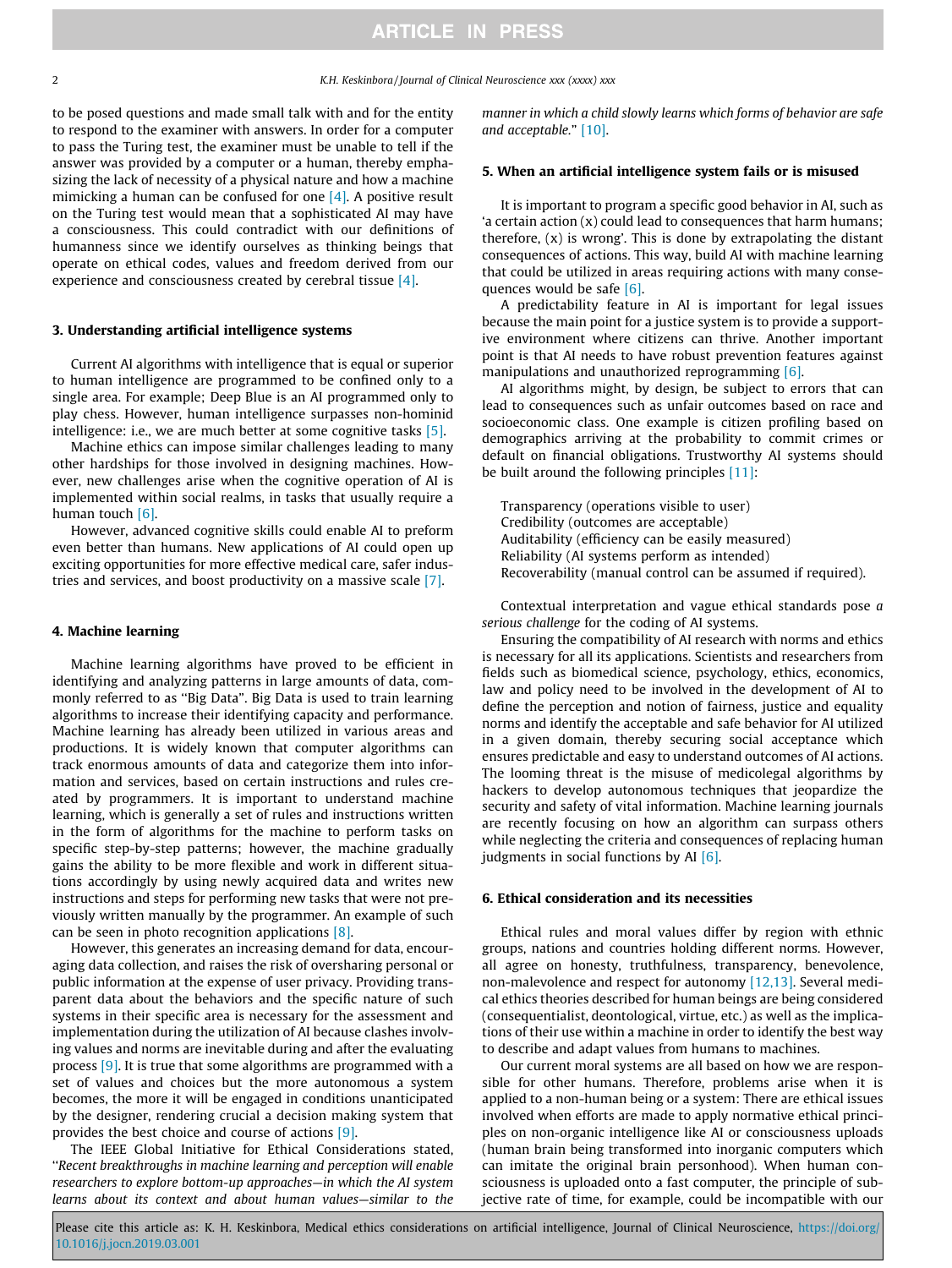to be posed questions and made small talk with and for the entity to respond to the examiner with answers. In order for a computer to pass the Turing test, the examiner must be unable to tell if the answer was provided by a computer or a human, thereby emphasizing the lack of necessity of a physical nature and how a machine mimicking a human can be confused for one [4]. A positive result on the Turing test would mean that a sophisticated AI may have a consciousness. This could contradict with our definitions of humanness since we identify ourselves as thinking beings that operate on ethical codes, values and freedom derived from our experience and consciousness created by cerebral tissue [4].

## 3. Understanding artificial intelligence systems

Current AI algorithms with intelligence that is equal or superior to human intelligence are programmed to be confined only to a single area. For example; Deep Blue is an AI programmed only to play chess. However, human intelligence surpasses non-hominid intelligence: i.e., we are much better at some cognitive tasks [5].

Machine ethics can impose similar challenges leading to many other hardships for those involved in designing machines. However, new challenges arise when the cognitive operation of AI is implemented within social realms, in tasks that usually require a human touch [6].

However, advanced cognitive skills could enable AI to preform even better than humans. New applications of AI could open up exciting opportunities for more effective medical care, safer industries and services, and boost productivity on a massive scale [7].

## 4. Machine learning

Machine learning algorithms have proved to be efficient in identifying and analyzing patterns in large amounts of data, commonly referred to as "Big Data". Big Data is used to train learning algorithms to increase their identifying capacity and performance. Machine learning has already been utilized in various areas and productions. It is widely known that computer algorithms can track enormous amounts of data and categorize them into information and services, based on certain instructions and rules created by programmers. It is important to understand machine learning, which is generally a set of rules and instructions written in the form of algorithms for the machine to perform tasks on specific step-by-step patterns; however, the machine gradually gains the ability to be more flexible and work in different situations accordingly by using newly acquired data and writes new instructions and steps for performing new tasks that were not previously written manually by the programmer. An example of such can be seen in photo recognition applications [8].

However, this generates an increasing demand for data, encouraging data collection, and raises the risk of oversharing personal or public information at the expense of user privacy. Providing transparent data about the behaviors and the specific nature of such systems in their specific area is necessary for the assessment and implementation during the utilization of AI because clashes involving values and norms are inevitable during and after the evaluating process [9]. It is true that some algorithms are programmed with a set of values and choices but the more autonomous a system becomes, the more it will be engaged in conditions unanticipated by the designer, rendering crucial a decision making system that provides the best choice and course of actions [9].

The IEEE Global Initiative for Ethical Considerations stated, "*Recent breakthroughs in machine learning and perception will enable researchers to explore bottom-up approaches—in which the AI system learns about its context and about human values—similar to the manner in which a child slowly learns which forms of behavior are safe and acceptable.*" [10].

## 5. When an artificial intelligence system fails or is misused

It is important to program a specific good behavior in AI, such as 'a certain action (x) could lead to consequences that harm humans; therefore, (x) is wrong'. This is done by extrapolating the distant consequences of actions. This way, build AI with machine learning that could be utilized in areas requiring actions with many consequences would be safe [6].

A predictability feature in AI is important for legal issues because the main point for a justice system is to provide a supportive environment where citizens can thrive. Another important point is that AI needs to have robust prevention features against manipulations and unauthorized reprogramming [6].

AI algorithms might, by design, be subject to errors that can lead to consequences such as unfair outcomes based on race and socioeconomic class. One example is citizen profiling based on demographics arriving at the probability to commit crimes or default on financial obligations. Trustworthy AI systems should be built around the following principles [11]:

Transparency (operations visible to user)
Credibility (outcomes are acceptable)
Auditability (efficiency can be easily measured)
Reliability (AI systems perform as intended)
Recoverability (manual control can be assumed if required).

Contextual interpretation and vague ethical standards pose *a serious challenge* for the coding of AI systems.

Ensuring the compatibility of AI research with norms and ethics is necessary for all its applications. Scientists and researchers from fields such as biomedical science, psychology, ethics, economics, law and policy need to be involved in the development of AI to define the perception and notion of fairness, justice and equality norms and identify the acceptable and safe behavior for AI utilized in a given domain, thereby securing social acceptance which ensures predictable and easy to understand outcomes of AI actions. The looming threat is the misuse of medicolegal algorithms by hackers to develop autonomous techniques that jeopardize the security and safety of vital information. Machine learning journals are recently focusing on how an algorithm can surpass others while neglecting the criteria and consequences of replacing human judgments in social functions by AI [6].

## 6. Ethical consideration and its necessities

Ethical rules and moral values differ by region with ethnic groups, nations and countries holding different norms. However, all agree on honesty, truthfulness, transparency, benevolence, non-malevolence and respect for autonomy [12,13]. Several medical ethics theories described for human beings are being considered (consequentialist, deontological, virtue, etc.) as well as the implications of their use within a machine in order to identify the best way to describe and adapt values from humans to machines.

Our current moral systems are all based on how we are responsible for other humans. Therefore, problems arise when it is applied to a non-human being or a system: There are ethical issues involved when efforts are made to apply normative ethical principles on non-organic intelligence like AI or consciousness uploads (human brain being transformed into inorganic computers which can imitate the original brain personhood). When human consciousness is uploaded onto a fast computer, the principle of subjective rate of time, for example, could be incompatible with our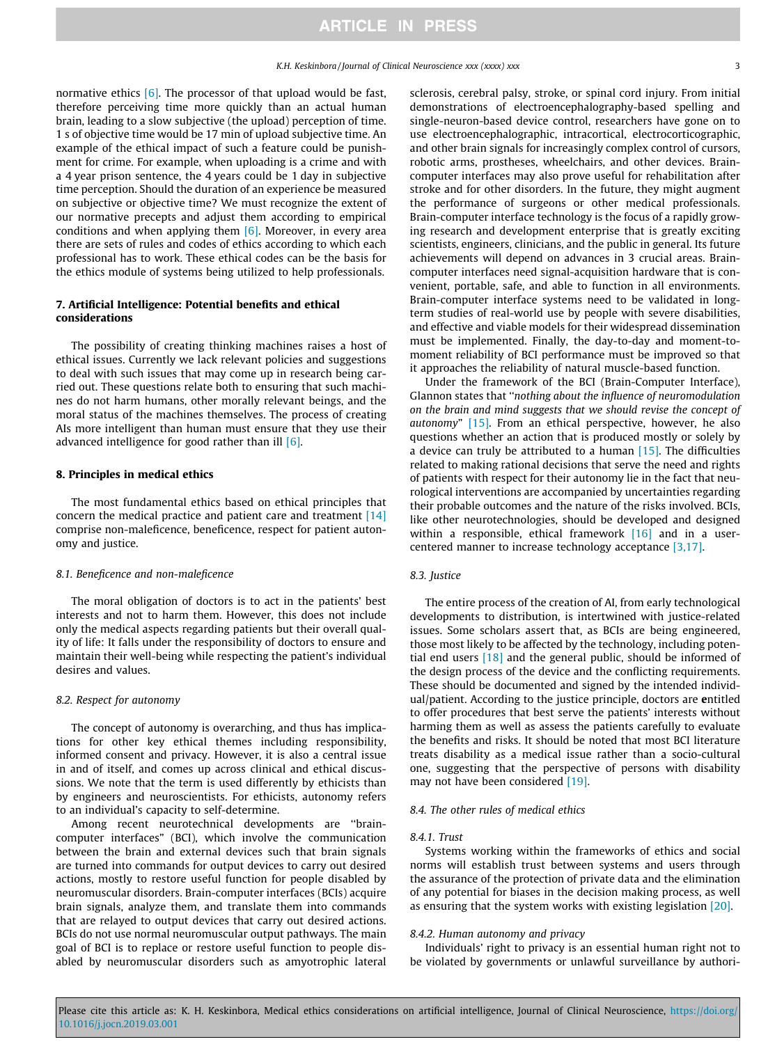normative ethics [6]. The processor of that upload would be fast, therefore perceiving time more quickly than an actual human brain, leading to a slow subjective (the upload) perception of time. 1 s of objective time would be 17 min of upload subjective time. An example of the ethical impact of such a feature could be punishment for crime. For example, when uploading is a crime and with a 4 year prison sentence, the 4 years could be 1 day in subjective time perception. Should the duration of an experience be measured on subjective or objective time? We must recognize the extent of our normative precepts and adjust them according to empirical conditions and when applying them [6]. Moreover, in every area there are sets of rules and codes of ethics according to which each professional has to work. These ethical codes can be the basis for the ethics module of systems being utilized to help professionals.

## 7. Artificial Intelligence: Potential benefits and ethical considerations

The possibility of creating thinking machines raises a host of ethical issues. Currently we lack relevant policies and suggestions to deal with such issues that may come up in research being carried out. These questions relate both to ensuring that such machines do not harm humans, other morally relevant beings, and the moral status of the machines themselves. The process of creating AIs more intelligent than human must ensure that they use their advanced intelligence for good rather than ill [6].

## 8. Principles in medical ethics

The most fundamental ethics based on ethical principles that concern the medical practice and patient care and treatment [14] comprise non-maleficence, beneficence, respect for patient autonomy and justice.

### 8.1. Beneficence and non-maleficence

The moral obligation of doctors is to act in the patients' best interests and not to harm them. However, this does not include only the medical aspects regarding patients but their overall quality of life: It falls under the responsibility of doctors to ensure and maintain their well-being while respecting the patient's individual desires and values.

### 8.2. Respect for autonomy

The concept of autonomy is overarching, and thus has implications for other key ethical themes including responsibility, informed consent and privacy. However, it is also a central issue in and of itself, and comes up across clinical and ethical discussions. We note that the term is used differently by ethicists than by engineers and neuroscientists. For ethicists, autonomy refers to an individual's capacity to self-determine.

Among recent neurotechnical developments are "brain-computer interfaces" (BCI), which involve the communication between the brain and external devices such that brain signals are turned into commands for output devices to carry out desired actions, mostly to restore useful function for people disabled by neuromuscular disorders. Brain-computer interfaces (BCIs) acquire brain signals, analyze them, and translate them into commands that are relayed to output devices that carry out desired actions. BCIs do not use normal neuromuscular output pathways. The main goal of BCI is to replace or restore useful function to people disabled by neuromuscular disorders such as amyotrophic lateral sclerosis, cerebral palsy, stroke, or spinal cord injury. From initial demonstrations of electroencephalography-based spelling and single-neuron-based device control, researchers have gone on to use electroencephalographic, intracortical, electrocorticographic, and other brain signals for increasingly complex control of cursors, robotic arms, prostheses, wheelchairs, and other devices. Brain-computer interfaces may also prove useful for rehabilitation after stroke and for other disorders. In the future, they might augment the performance of surgeons or other medical professionals. Brain-computer interface technology is the focus of a rapidly growing research and development enterprise that is greatly exciting scientists, engineers, clinicians, and the public in general. Its future achievements will depend on advances in 3 crucial areas. Brain-computer interfaces need signal-acquisition hardware that is convenient, portable, safe, and able to function in all environments. Brain-computer interface systems need to be validated in long-term studies of real-world use by people with severe disabilities, and effective and viable models for their widespread dissemination must be implemented. Finally, the day-to-day and moment-to-moment reliability of BCI performance must be improved so that it approaches the reliability of natural muscle-based function.

Under the framework of the BCI (Brain-Computer Interface), Glannon states that "*nothing about the influence of neuromodulation on the brain and mind suggests that we should revise the concept of autonomy*" [15]. From an ethical perspective, however, he also questions whether an action that is produced mostly or solely by a device can truly be attributed to a human [15]. The difficulties related to making rational decisions that serve the need and rights of patients with respect for their autonomy lie in the fact that neurological interventions are accompanied by uncertainties regarding their probable outcomes and the nature of the risks involved. BCIs, like other neurotechnologies, should be developed and designed within a responsible, ethical framework [16] and in a user-centered manner to increase technology acceptance [3,17].

### 8.3. Justice

The entire process of the creation of AI, from early technological developments to distribution, is intertwined with justice-related issues. Some scholars assert that, as BCIs are being engineered, those most likely to be affected by the technology, including potential end users [18] and the general public, should be informed of the design process of the device and the conflicting requirements. These should be documented and signed by the intended individual/patient. According to the justice principle, doctors are entitled to offer procedures that best serve the patients' interests without harming them as well as assess the patients carefully to evaluate the benefits and risks. It should be noted that most BCI literature treats disability as a medical issue rather than a socio-cultural one, suggesting that the perspective of persons with disability may not have been considered [19].

### 8.4. The other rules of medical ethics

#### 8.4.1. Trust

Systems working within the frameworks of ethics and social norms will establish trust between systems and users through the assurance of the protection of private data and the elimination of any potential for biases in the decision making process, as well as ensuring that the system works with existing legislation [20].

#### 8.4.2. Human autonomy and privacy

Individuals' right to privacy is an essential human right not to be violated by governments or unlawful surveillance by authori-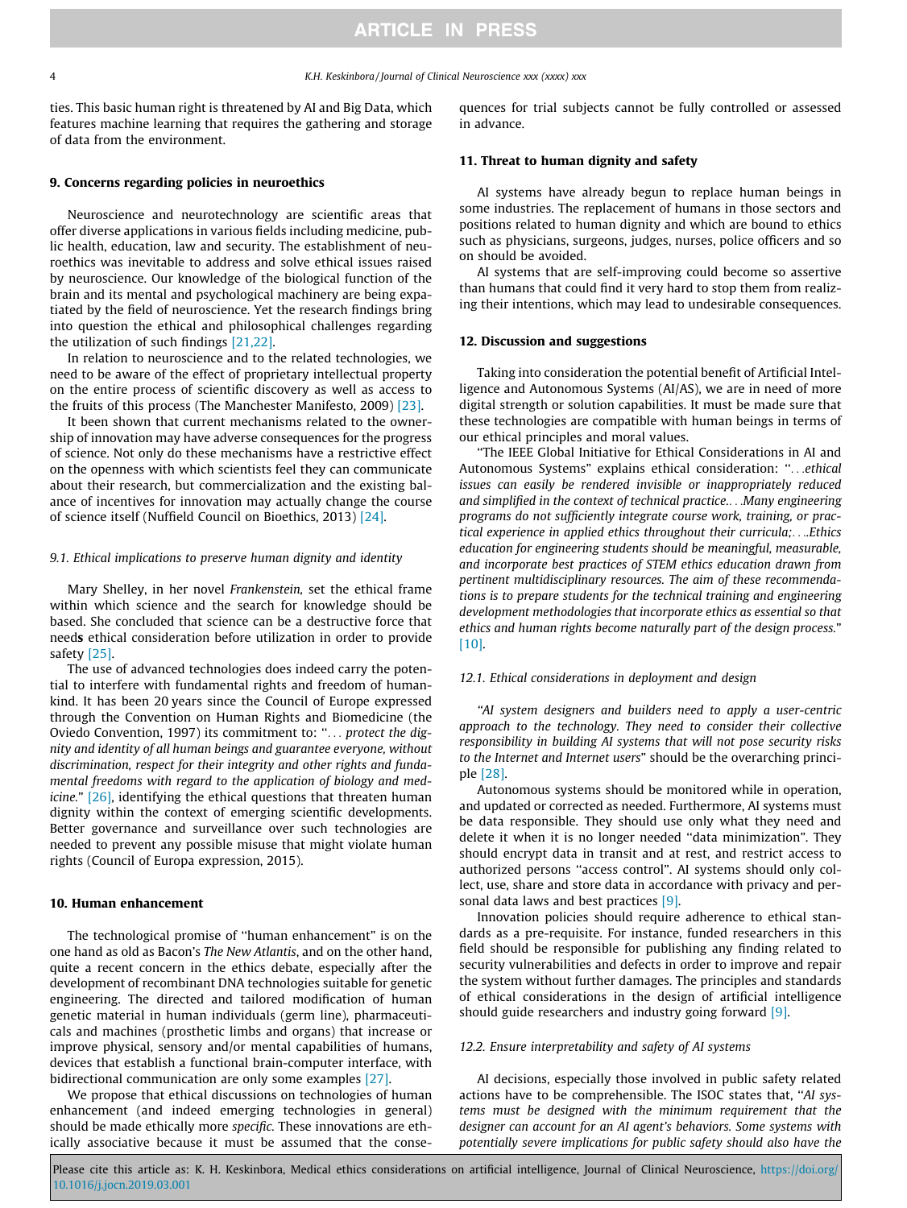ties. This basic human right is threatened by AI and Big Data, which features machine learning that requires the gathering and storage of data from the environment.

## 9. Concerns regarding policies in neuroethics

Neuroscience and neurotechnology are scientific areas that offer diverse applications in various fields including medicine, public health, education, law and security. The establishment of neuroethics was inevitable to address and solve ethical issues raised by neuroscience. Our knowledge of the biological function of the brain and its mental and psychological machinery are being expatiated by the field of neuroscience. Yet the research findings bring into question the ethical and philosophical challenges regarding the utilization of such findings [21,22].

In relation to neuroscience and to the related technologies, we need to be aware of the effect of proprietary intellectual property on the entire process of scientific discovery as well as access to the fruits of this process (The Manchester Manifesto, 2009) [23].

It been shown that current mechanisms related to the ownership of innovation may have adverse consequences for the progress of science. Not only do these mechanisms have a restrictive effect on the openness with which scientists feel they can communicate about their research, but commercialization and the existing balance of incentives for innovation may actually change the course of science itself (Nuffield Council on Bioethics, 2013) [24].

### 9.1. Ethical implications to preserve human dignity and identity

Mary Shelley, in her novel *Frankenstein*, set the ethical frame within which science and the search for knowledge should be based. She concluded that science can be a destructive force that need**s** ethical consideration before utilization in order to provide safety [25].

The use of advanced technologies does indeed carry the potential to interfere with fundamental rights and freedom of humankind. It has been 20 years since the Council of Europe expressed through the Convention on Human Rights and Biomedicine (the Oviedo Convention, 1997) its commitment to: "... *protect the dignity and identity of all human beings and guarantee everyone, without discrimination, respect for their integrity and other rights and fundamental freedoms with regard to the application of biology and medicine.*" [26], identifying the ethical questions that threaten human dignity within the context of emerging scientific developments. Better governance and surveillance over such technologies are needed to prevent any possible misuse that might violate human rights (Council of Europa expression, 2015).

## 10. Human enhancement

The technological promise of "human enhancement" is on the one hand as old as Bacon's *The New Atlantis*, and on the other hand, quite a recent concern in the ethics debate, especially after the development of recombinant DNA technologies suitable for genetic engineering. The directed and tailored modification of human genetic material in human individuals (germ line), pharmaceuticals and machines (prosthetic limbs and organs) that increase or improve physical, sensory and/or mental capabilities of humans, devices that establish a functional brain-computer interface, with bidirectional communication are only some examples [27].

We propose that ethical discussions on technologies of human enhancement (and indeed emerging technologies in general) should be made ethically more *specific*. These innovations are ethically associative because it must be assumed that the consequences for trial subjects cannot be fully controlled or assessed in advance.

## 11. Threat to human dignity and safety

AI systems have already begun to replace human beings in some industries. The replacement of humans in those sectors and positions related to human dignity and which are bound to ethics such as physicians, surgeons, judges, nurses, police officers and so on should be avoided.

AI systems that are self-improving could become so assertive than humans that could find it very hard to stop them from realizing their intentions, which may lead to undesirable consequences.

## 12. Discussion and suggestions

Taking into consideration the potential benefit of Artificial Intelligence and Autonomous Systems (AI/AS), we are in need of more digital strength or solution capabilities. It must be made sure that these technologies are compatible with human beings in terms of our ethical principles and moral values.

"The IEEE Global Initiative for Ethical Considerations in AI and Autonomous Systems" explains ethical consideration: "...*ethical issues can easily be rendered invisible or inappropriately reduced and simplified in the context of technical practice....Many engineering programs do not sufficiently integrate course work, training, or practical experience in applied ethics throughout their curricula;....Ethics education for engineering students should be meaningful, measurable, and incorporate best practices of STEM ethics education drawn from pertinent multidisciplinary resources. The aim of these recommendations is to prepare students for the technical training and engineering development methodologies that incorporate ethics as essential so that ethics and human rights become naturally part of the design process.*" [10].

### 12.1. Ethical considerations in deployment and design

"*AI system designers and builders need to apply a user-centric approach to the technology. They need to consider their collective responsibility in building AI systems that will not pose security risks to the Internet and Internet users*" should be the overarching principle [28].

Autonomous systems should be monitored while in operation, and updated or corrected as needed. Furthermore, AI systems must be data responsible. They should use only what they need and delete it when it is no longer needed "data minimization". They should encrypt data in transit and at rest, and restrict access to authorized persons "access control". AI systems should only collect, use, share and store data in accordance with privacy and personal data laws and best practices [9].

Innovation policies should require adherence to ethical standards as a pre-requisite. For instance, funded researchers in this field should be responsible for publishing any finding related to security vulnerabilities and defects in order to improve and repair the system without further damages. The principles and standards of ethical considerations in the design of artificial intelligence should guide researchers and industry going forward [9].

### 12.2. Ensure interpretability and safety of AI systems

AI decisions, especially those involved in public safety related actions have to be comprehensible. The ISOC states that, "*AI systems must be designed with the minimum requirement that the designer can account for an AI agent's behaviors. Some systems with potentially severe implications for public safety should also have the*

Please cite this article as: K. H. Keskinbora, Medical ethics considerations on artificial intelligence, Journal of Clinical Neuroscience, https://doi.org/10.1016/j.jocn.2019.03.001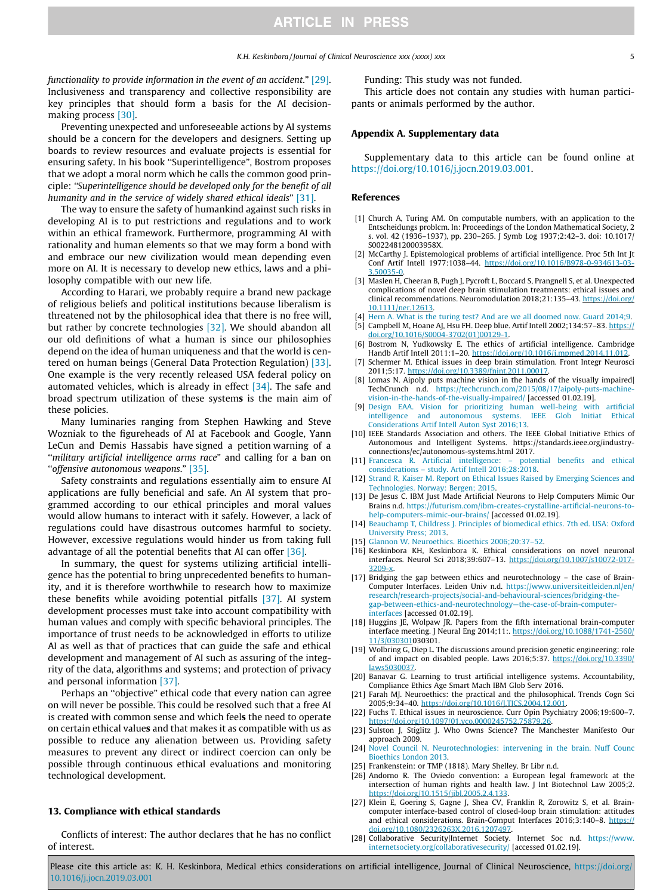*functionality to provide information in the event of an accident*." [29]. Inclusiveness and transparency and collective responsibility are key principles that should form a basis for the AI decision-making process [30].

Preventing unexpected and unforeseeable actions by AI systems should be a concern for the developers and designers. Setting up boards to review resources and evaluate projects is essential for ensuring safety. In his book "Superintelligence", Bostrom proposes that we adopt a moral norm which he calls the common good principle: "*Superintelligence should be developed only for the benefit of all humanity and in the service of widely shared ethical ideals*" [31].

The way to ensure the safety of humankind against such risks in developing AI is to put restrictions and regulations and to work within an ethical framework. Furthermore, programming AI with rationality and human elements so that we may form a bond with and embrace our new civilization would mean depending even more on AI. It is necessary to develop new ethics, laws and a philosophy compatible with our new life.

According to Harari, we probably require a brand new package of religious beliefs and political institutions because liberalism is threatened not by the philosophical idea that there is no free will, but rather by concrete technologies [32]. We should abandon all our old definitions of what a human is since our philosophies depend on the idea of human uniqueness and that the world is centered on human beings (General Data Protection Regulation) [33]. One example is the very recently released USA federal policy on automated vehicles, which is already in effect [34]. The safe and broad spectrum utilization of these system**s** is the main aim of these policies.

Many luminaries ranging from Stephen Hawking and Steve Wozniak to the figureheads of AI at Facebook and Google, Yann LeCun and Demis Hassabis have signed a petition warning of a "*military artificial intelligence arms race*" and calling for a ban on "*offensive autonomous weapons*." [35].

Safety constraints and regulations essentially aim to ensure AI applications are fully beneficial and safe. An AI system that programmed according to our ethical principles and moral values would allow humans to interact with it safely. However, a lack of regulations could have disastrous outcomes harmful to society. However, excessive regulations would hinder us from taking full advantage of all the potential benefits that AI can offer [36].

In summary, the quest for systems utilizing artificial intelligence has the potential to bring unprecedented benefits to humanity, and it is therefore worthwhile to research how to maximize these benefits while avoiding potential pitfalls [37]. AI system development processes must take into account compatibility with human values and comply with specific behavioral principles. The importance of trust needs to be acknowledged in efforts to utilize AI as well as that of practices that can guide the safe and ethical development and management of AI such as assuring of the integrity of the data, algorithms and systems; and protection of privacy and personal information [37].

Perhaps an "objective" ethical code that every nation can agree on will never be possible. This could be resolved such that a free AI is created with common sense and which feel**s** the need to operate on certain ethical value**s** and that makes it as compatible with us as possible to reduce any alienation between us. Providing safety measures to prevent any direct or indirect coercion can only be possible through continuous ethical evaluations and monitoring technological development.

## 13. Compliance with ethical standards

Conflicts of interest: The author declares that he has no conflict of interest.

Funding: This study was not funded.

This article does not contain any studies with human participants or animals performed by the author.

## Appendix A. Supplementary data

Supplementary data to this article can be found online at https://doi.org/10.1016/j.jocn.2019.03.001.

## References

[1] Church A, Turing AM. On computable numbers, with an application to the Entscheidungs problcm. In: Proceedings of the London Mathematical Society, 2 s. vol. 42 (1936–1937), pp. 230–265. J Symb Log 1937;2:42–3. doi: 10.1017/S002248120003958X.

[2] McCarthy J. Epistemological problems of artificial intelligence. Proc 5th Int Jt Conf Artif Intell 1977:1038–44. https://doi.org/10.1016/B978-0-934613-03-3.50035-0.

[3] Maslen H, Cheeran B, Pugh J, Pycroft L, Boccard S, Prangnell S, et al. Unexpected complications of novel deep brain stimulation treatments: ethical issues and clinical recommendations. Neuromodulation 2018;21:135–43. https://doi.org/10.1111/ner.12613.

[4] Hern A. What is the turing test? And are we all doomed now. Guard 2014;9.

[5] Campbell M, Hoane AJ, Hsu FH. Deep blue. Artif Intell 2002;134:57–83. https://doi.org/10.1016/S0004-3702(01)00129-1.

[6] Bostrom N, Yudkowsky E. The ethics of artificial intelligence. Cambridge Handb Artif Intell 2011:1–20. https://doi.org/10.1016/j.mpmed.2014.11.012.

[7] Schermer M. Ethical issues in deep brain stimulation. Front Integr Neurosci 2011;5:17. https://doi.org/10.3389/fnint.2011.00017.

[8] Lomas N. Aipoly puts machine vision in the hands of the visually impaired| TechCrunch n.d. https://techcrunch.com/2015/08/17/aipoly-puts-machine-vision-in-the-hands-of-the-visually-impaired/ [accessed 01.02.19].

[9] Design EAA. Vision for prioritizing human well-being with artificial intelligence and autonomous systems. IEEE Glob Initiat Ethical Considerations Artif Intell Auton Syst 2016;13.

[10] IEEE Standards Association and others. The IEEE Global Initiative Ethics of Autonomous and Intelligent Systems. https://standards.ieee.org/industry-connections/ec/autonomous-systems.html 2017.

[11] Francesca R. Artificial intelligence: – potential benefits and ethical considerations – study. Artif Intell 2016;28:2018.

[12] Strand R, Kaiser M. Report on Ethical Issues Raised by Emerging Sciences and Technologies. Norway: Bergen; 2015.

[13] De Jesus C. IBM Just Made Artificial Neurons to Help Computers Mimic Our Brains n.d. https://futurism.com/ibm-creates-crystalline-artificial-neurons-to-help-computers-mimic-our-brains/ [accessed 01.02.19].

[14] Beauchamp T, Childress J. Principles of biomedical ethics. 7th ed. USA: Oxford University Press; 2013.

[15] Glannon W. Neuroethics. Bioethics 2006;20:37–52.

[16] Keskinbora KH, Keskinbora K. Ethical considerations on novel neuronal interfaces. Neurol Sci 2018;39:607–13. https://doi.org/10.1007/s10072-017-3209-x.

[17] Bridging the gap between ethics and neurotechnology – the case of Brain-Computer Interfaces. Leiden Univ n.d. https://www.universiteitleiden.nl/en/research/research-projects/social-and-behavioural-sciences/bridging-the-gap-between-ethics-and-neurotechnology—the-case-of-brain-computer-interfaces [accessed 01.02.19].

[18] Huggins JE, Wolpaw JR. Papers from the fifth international brain-computer interface meeting. J Neural Eng 2014;11:. https://doi.org/10.1088/1741-2560/11/3/030301030301.

[19] Wolbring G, Diep L. The discussions around precision genetic engineering: role of and impact on disabled people. Laws 2016;5:37. https://doi.org/10.3390/laws5030037.

[20] Banavar G. Learning to trust artificial intelligence systems. Accountability, Compliance Ethics Age Smart Mach IBM Glob Serv 2016.

[21] Farah MJ. Neuroethics: the practical and the philosophical. Trends Cogn Sci 2005;9:34–40. https://doi.org/10.1016/J.TICS.2004.12.001.

[22] Fuchs T. Ethical issues in neuroscience. Curr Opin Psychiatry 2006;19:600–7. https://doi.org/10.1097/01.yco.0000245752.75879.26.

[23] Sulston J, Stiglitz J. Who Owns Science? The Manchester Manifesto Our approach 2009.

[24] Novel Council N. Neurotechnologies: intervening in the brain. Nuff Counc Bioethics London 2013.

[25] Frankenstein: or TMP (1818). Mary Shelley. Br Libr n.d.

[26] Andorno R. The Oviedo convention: a European legal framework at the intersection of human rights and health law. J Int Biotechnol Law 2005;2. https://doi.org/10.1515/jibl.2005.2.4.133.

[27] Klein E, Goering S, Gagne J, Shea CV, Franklin R, Zorowitz S, et al. Brain-computer interface-based control of closed-loop brain stimulation: attitudes and ethical considerations. Brain-Comput Interfaces 2016;3:140–8. https://doi.org/10.1080/2326263X.2016.1207497.

[28] Collaborative Security|Internet Society. Internet Soc n.d. https://www.internetsociety.org/collaborativesecurity/ [accessed 01.02.19].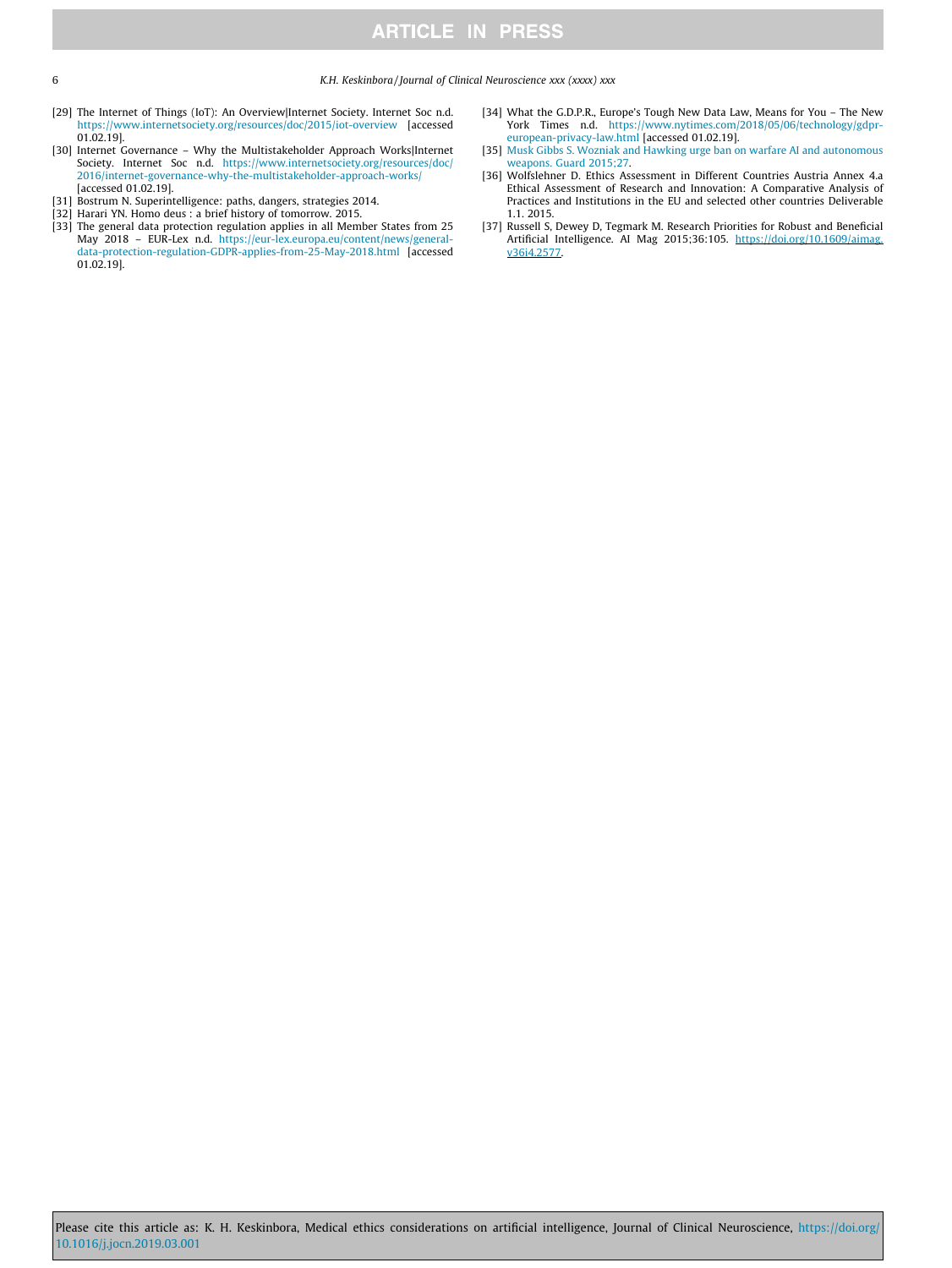[29] The Internet of Things (IoT): An Overview|Internet Society. Internet Soc n.d. https://www.internetsociety.org/resources/doc/2015/iot-overview [accessed 01.02.19].

[30] Internet Governance – Why the Multistakeholder Approach Works|Internet Society. Internet Soc n.d. https://www.internetsociety.org/resources/doc/2016/internet-governance-why-the-multistakeholder-approach-works/ [accessed 01.02.19].

[31] Bostrum N. Superintelligence: paths, dangers, strategies 2014.

[32] Harari YN. Homo deus : a brief history of tomorrow. 2015.

[33] The general data protection regulation applies in all Member States from 25 May 2018 – EUR-Lex n.d. https://eur-lex.europa.eu/content/news/general-data-protection-regulation-GDPR-applies-from-25-May-2018.html [accessed 01.02.19].

[34] What the G.D.P.R., Europe's Tough New Data Law, Means for You – The New York Times n.d. https://www.nytimes.com/2018/05/06/technology/gdpr-european-privacy-law.html [accessed 01.02.19].

[35] Musk Gibbs S. Wozniak and Hawking urge ban on warfare AI and autonomous weapons. Guard 2015;27.

[36] Wolfslehner D. Ethics Assessment in Different Countries Austria Annex 4.a Ethical Assessment of Research and Innovation: A Comparative Analysis of Practices and Institutions in the EU and selected other countries Deliverable 1.1. 2015.

[37] Russell S, Dewey D, Tegmark M. Research Priorities for Robust and Beneficial Artificial Intelligence. AI Mag 2015;36:105. https://doi.org/10.1609/aimag.v36i4.2577.